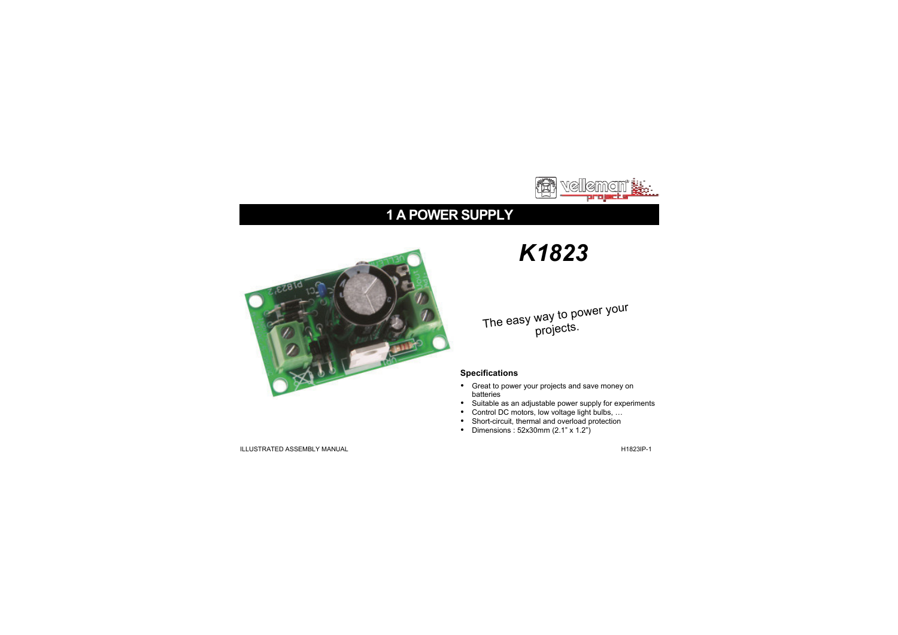# 1 A POWER SUPPLY

# *K1823*

The easy way to power your projects.

**Specifications**

- Great to power your projects and save money on batteries
- Suitable as an adjustable power supply for experiments
- Control DC motors, low voltage light bulbs, …
- Short-circuit, thermal and overload protection
- Dimensions : 52x30mm (2.1" x 1.2")

ILLUSTRATED ASSEMBLY MANUAL

H1823IP-1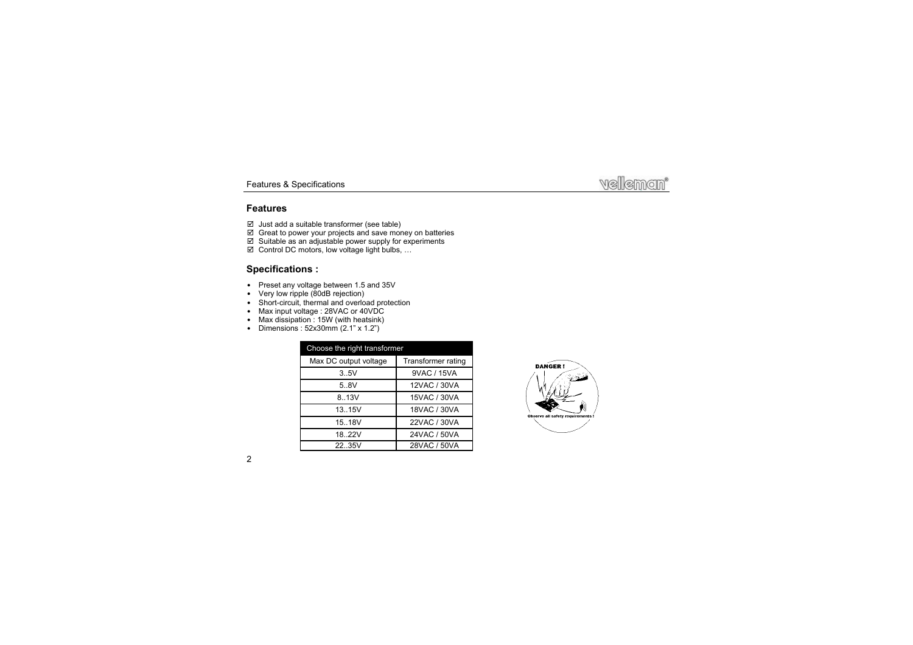## Features

- ☑ Just add a suitable transformer (see table)
- ☑ Great to power your projects and save money on batteries
- ☑ Suitable as an adjustable power supply for experiments
- ☑ Control DC motors, low voltage light bulbs, …

## Specifications :

- Preset any voltage between 1.5 and 35V
- Very low ripple (80dB rejection)
- Short-circuit, thermal and overload protection
- Max input voltage : 28VAC or 40VDC
- Max dissipation : 15W (with heatsink)
- Dimensions : 52x30mm (2.1" x 1.2")

| Choose the right transformer | |
|---|---|
| Max DC output voltage | Transformer rating |
| 3..5V | 9VAC / 15VA |
| 5..8V | 12VAC / 30VA |
| 8..13V | 15VAC / 30VA |
| 13..15V | 18VAC / 30VA |
| 15..18V | 22VAC / 30VA |
| 18..22V | 24VAC / 50VA |
| 22..35V | 28VAC / 50VA |

DANGER !

Observe all safety requirements !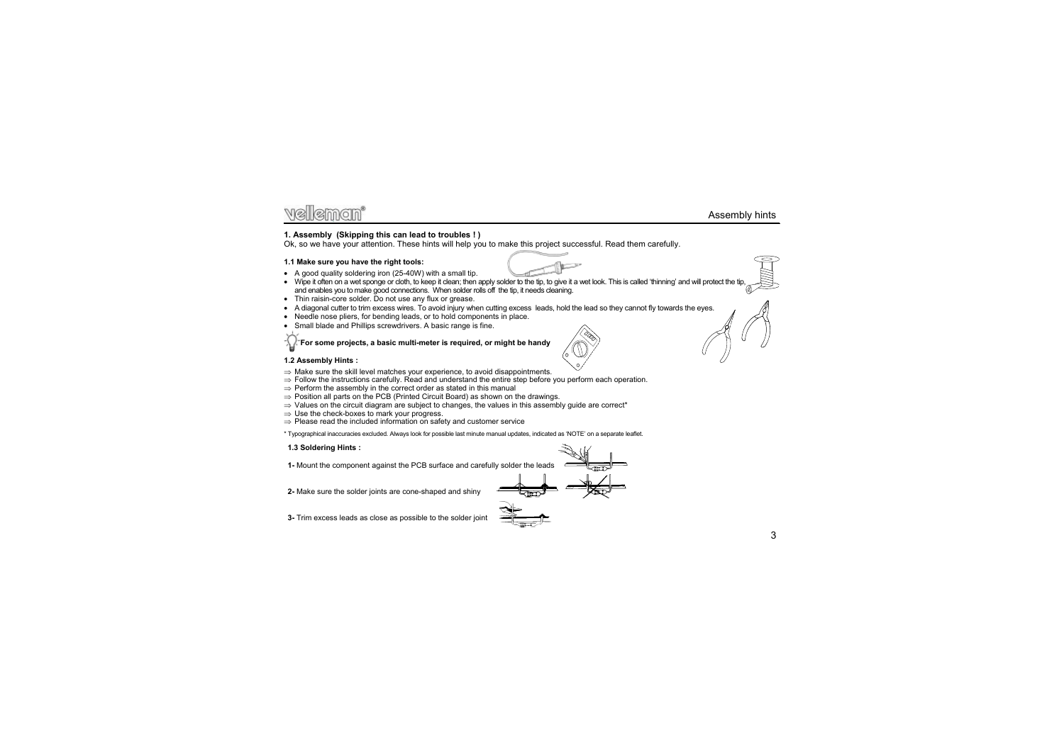## 1. Assembly (Skipping this can lead to troubles ! )

Ok, so we have your attention. These hints will help you to make this project successful. Read them carefully.

### 1.1 Make sure you have the right tools:

- A good quality soldering iron (25-40W) with a small tip.
- Wipe it often on a wet sponge or cloth, to keep it clean; then apply solder to the tip, to give it a wet look. This is called 'thinning' and will protect the tip, and enables you to make good connections. When solder rolls off the tip, it needs cleaning.
- Thin raisin-core solder. Do not use any flux or grease.
- A diagonal cutter to trim excess wires. To avoid injury when cutting excess leads, hold the lead so they cannot fly towards the eyes.
- Needle nose pliers, for bending leads, or to hold components in place.
- Small blade and Phillips screwdrivers. A basic range is fine.

**For some projects, a basic multi-meter is required, or might be handy**

### 1.2 Assembly Hints :

⇒ Make sure the skill level matches your experience, to avoid disappointments.
⇒ Follow the instructions carefully. Read and understand the entire step before you perform each operation.
⇒ Perform the assembly in the correct order as stated in this manual
⇒ Position all parts on the PCB (Printed Circuit Board) as shown on the drawings.
⇒ Values on the circuit diagram are subject to changes, the values in this assembly guide are correct*
⇒ Use the check-boxes to mark your progress.
⇒ Please read the included information on safety and customer service

* Typographical inaccuracies excluded. Always look for possible last minute manual updates, indicated as 'NOTE' on a separate leaflet.

### 1.3 Soldering Hints :

**1-** Mount the component against the PCB surface and carefully solder the leads

**2-** Make sure the solder joints are cone-shaped and shiny

**3-** Trim excess leads as close as possible to the solder joint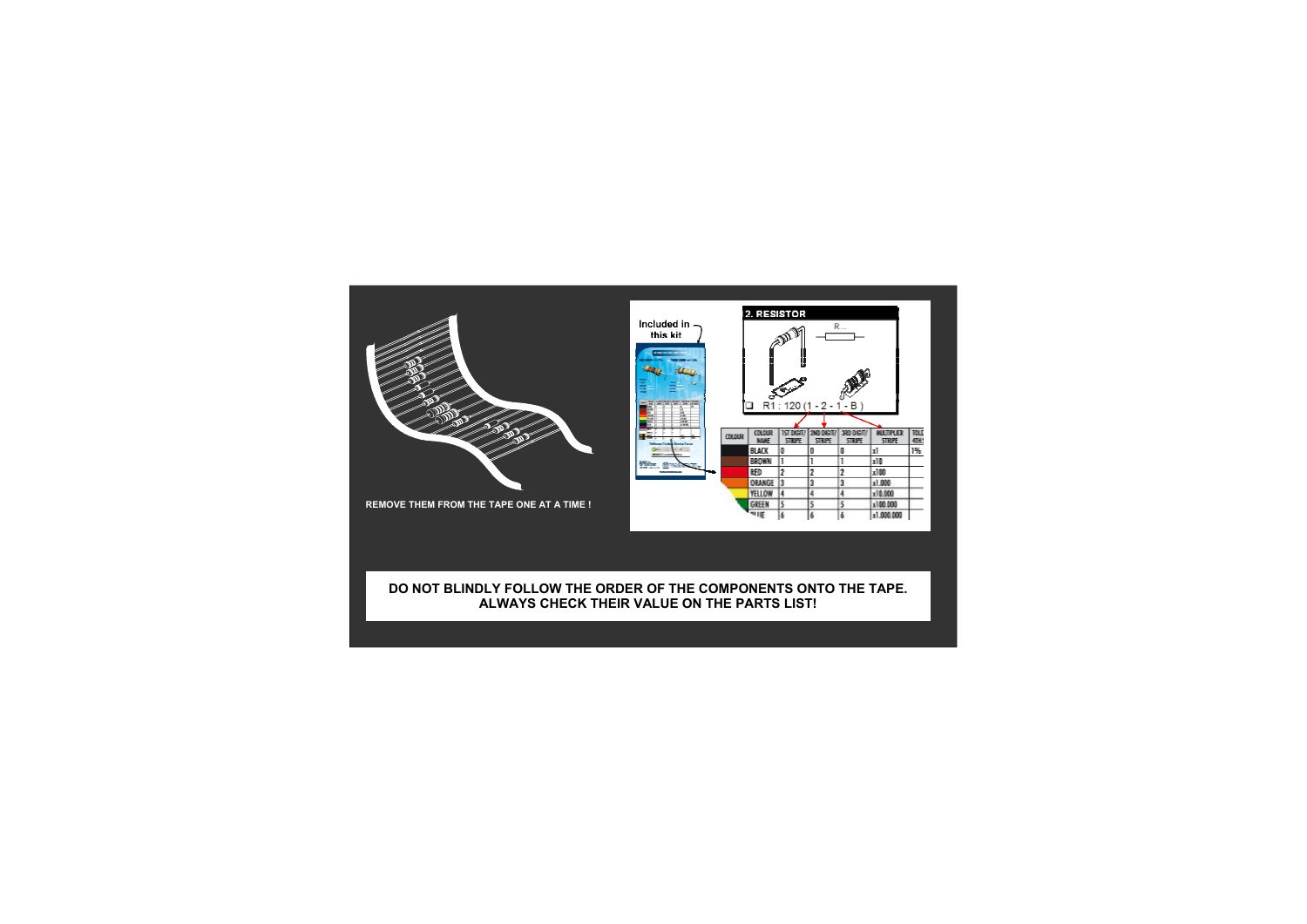REMOVE THEM FROM THE TAPE ONE AT A TIME !

Included in this kit

## 2. RESISTOR

R...

R1 : 120 (1 - 2 - 1 - B )

| COLOUR | COLOUR NAME | 1ST DIGIT/ STRIPE | 2ND DIGIT/ STRIPE | 3RD DIGIT/ STRIPE | MULTIPLIER STRIPE | TOLE 4TH S |
|---|---|---|---|---|---|---|
| | BLACK | 0 | 0 | 0 | x1 | 1% |
| | BROWN | 1 | 1 | 1 | x10 | |
| | RED | 2 | 2 | 2 | x100 | |
| | ORANGE | 3 | 3 | 3 | x1.000 | |
| | YELLOW | 4 | 4 | 4 | x10.000 | |
| | GREEN | 5 | 5 | 5 | x100.000 | |
| | BLUE | 6 | 6 | 6 | x1.000.000 | |

**DO NOT BLINDLY FOLLOW THE ORDER OF THE COMPONENTS ONTO THE TAPE. ALWAYS CHECK THEIR VALUE ON THE PARTS LIST!**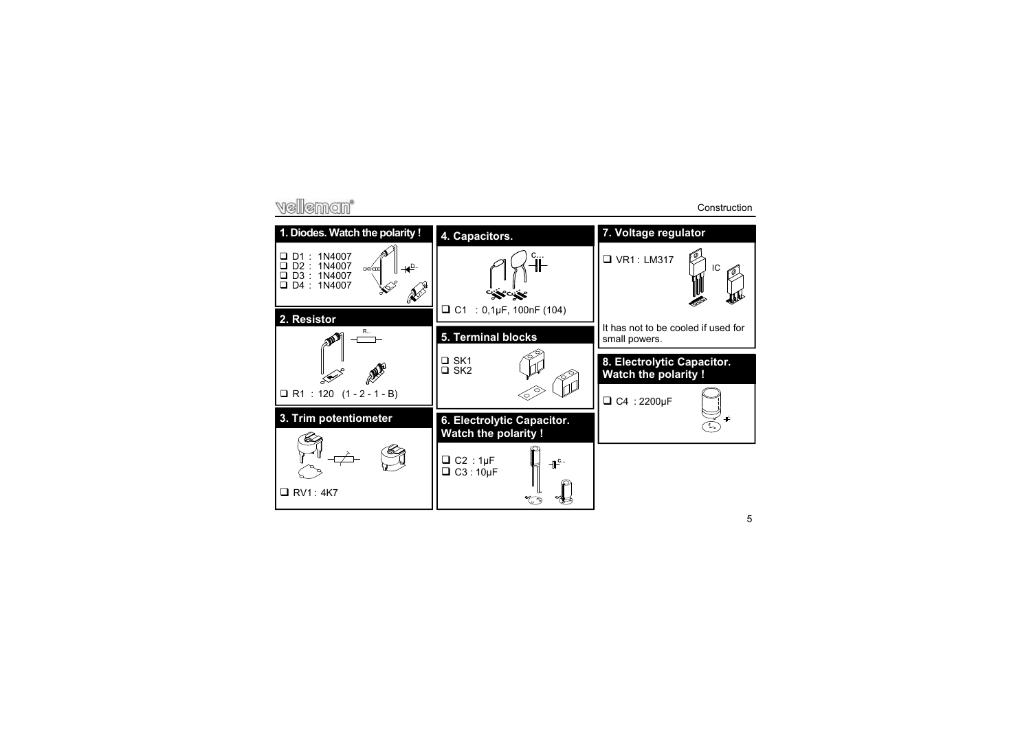## 1. Diodes. Watch the polarity !

- ❑ D1 : 1N4007
- ❑ D2 : 1N4007
- ❑ D3 : 1N4007
- ❑ D4 : 1N4007

## 2. Resistor

- ❑ R1 : 120 (1 - 2 - 1 - B)

## 3. Trim potentiometer

- ❑ RV1 : 4K7

## 4. Capacitors.

- ❑ C1 : 0,1µF, 100nF (104)

## 5. Terminal blocks

- ❑ SK1
- ❑ SK2

## 6. Electrolytic Capacitor. Watch the polarity !

- ❑ C2 : 1µF
- ❑ C3 : 10µF

## 7. Voltage regulator

- ❑ VR1 : LM317

It has not to be cooled if used for small powers.

## 8. Electrolytic Capacitor. Watch the polarity !

- ❑ C4 : 2200µF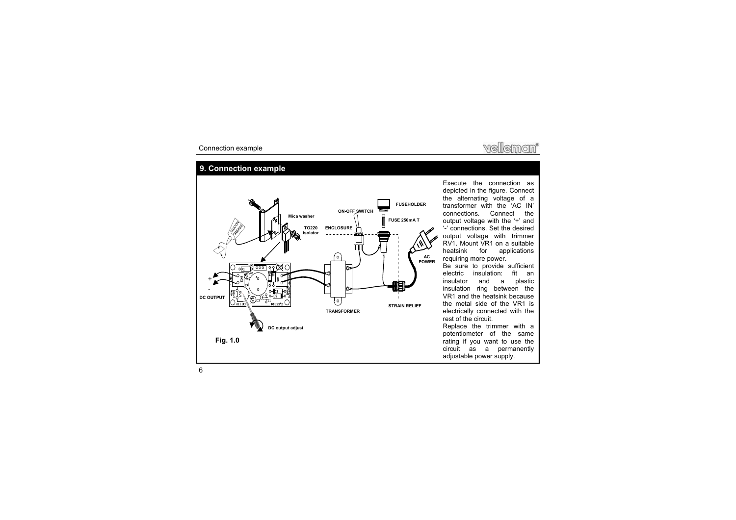## 9. Connection example

Fig. 1.0

Execute the connection as depicted in the figure. Connect the alternating voltage of a transformer with the 'AC IN' connections. Connect the output voltage with the '+' and '-' connections. Set the desired output voltage with trimmer RV1. Mount VR1 on a suitable heatsink for applications requiring more power.

Be sure to provide sufficient electric insulation: fit an insulator and a plastic insulation ring between the VR1 and the heatsink because the metal side of the VR1 is electrically connected with the rest of the circuit.

Replace the trimmer with a potentiometer of the same rating if you want to use the circuit as a permanently adjustable power supply.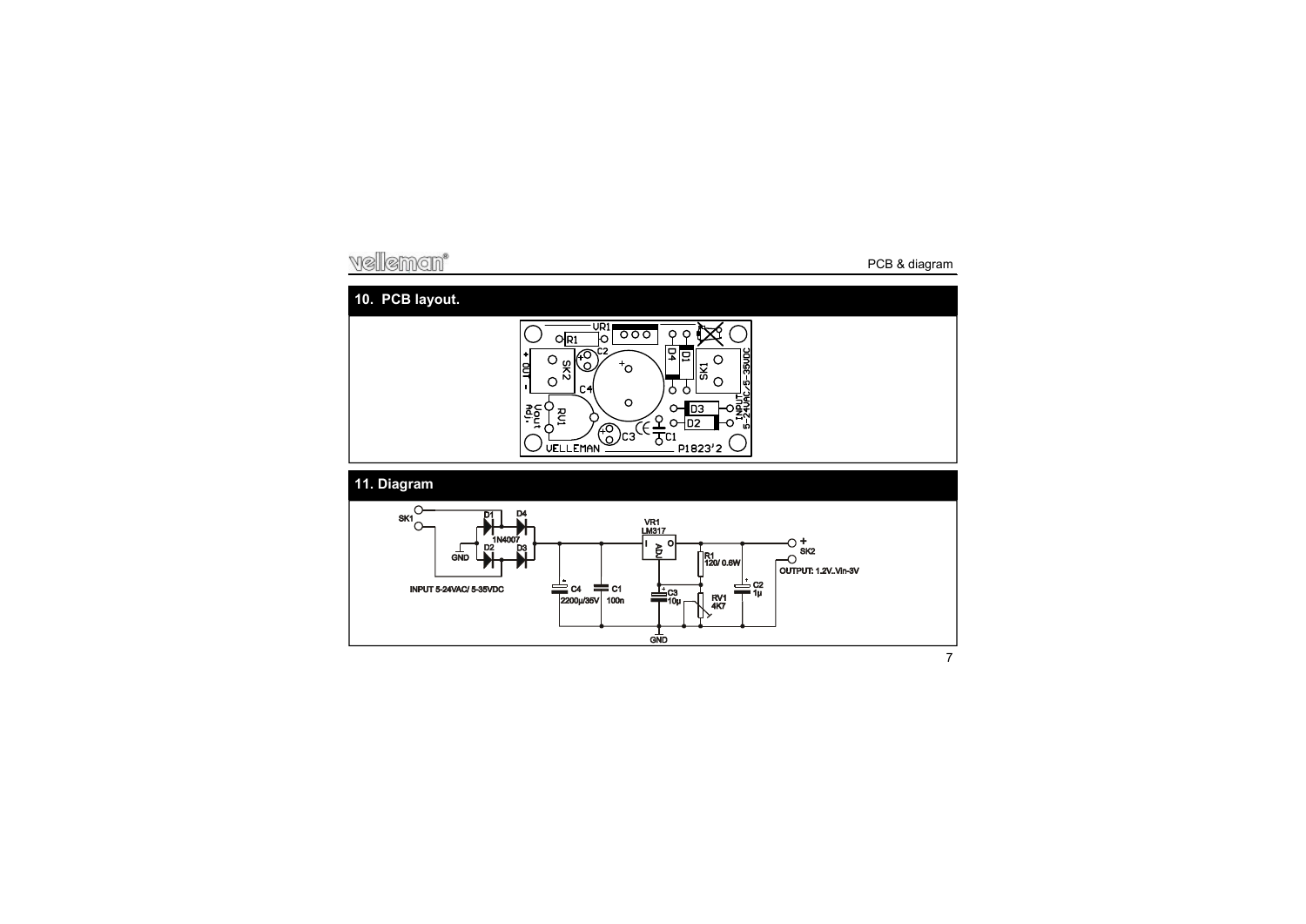## 10. PCB layout.

## 11. Diagram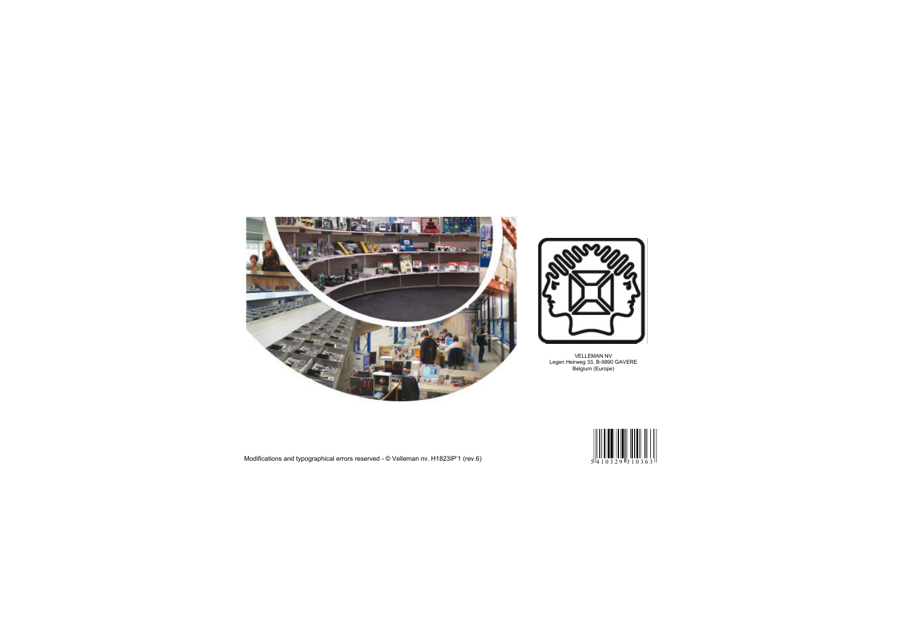VELLEMAN NV
Legen Heirweg 33, B-9890 GAVERE
Belgium (Europe)

Modifications and typographical errors reserved - © Velleman nv. H1823IP'1 (rev.6)

5 410329 310363